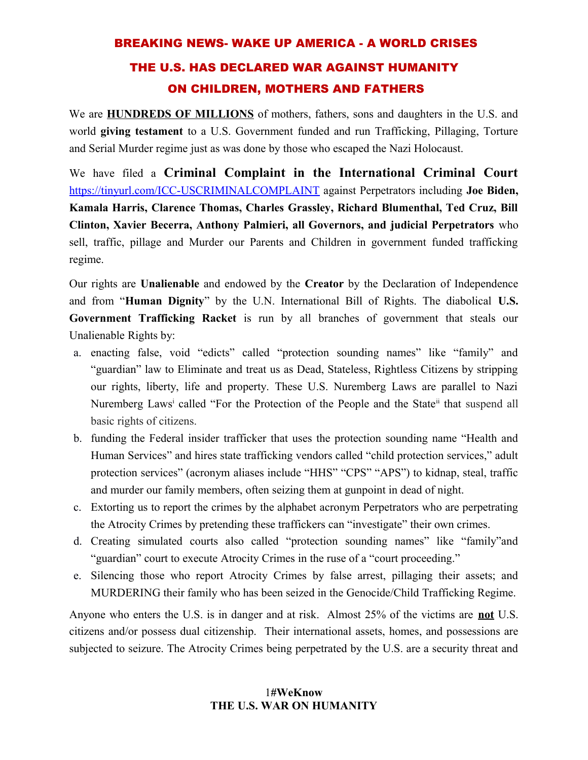# BREAKING NEWS- WAKE UP AMERICA - A WORLD CRISES

# THE U.S. HAS DECLARED WAR AGAINST HUMANITY ON CHILDREN, MOTHERS AND FATHERS

We are **HUNDREDS OF MILLIONS** of mothers, fathers, sons and daughters in the U.S. and world **giving testament** to a U.S. Government funded and run Trafficking, Pillaging, Torture and Serial Murder regime just as was done by those who escaped the Nazi Holocaust.

We have filed a **Criminal Complaint in the International Criminal Court** https://tinyurl.com/ICC-USCRIMINALCOMPLAINT against Perpetrators including **Joe Biden, Kamala Harris, Clarence Thomas, Charles Grassley, Richard Blumenthal, Ted Cruz, Bill Clinton, Xavier Becerra, Anthony Palmieri, all Governors, and judicial Perpetrators** who sell, traffic, pillage and Murder our Parents and Children in government funded trafficking regime.

Our rights are **Unalienable** and endowed by the **Creator** by the Declaration of Independence and from "**Human Dignity**" by the U.N. International Bill of Rights. The diabolical **U.S. Government Trafficking Racket** is run by all branches of government that steals our Unalienable Rights by:

a. enacting false, void "edicts" called "protection sounding names" like "family" and "guardian" law to Eliminate and treat us as Dead, Stateless, Rightless Citizens by stripping our rights, liberty, life and property. These U.S. Nuremberg Laws are parallel to Nazi Nuremberg Laws[i] called "For the Protection of the People and the State[ii] that suspend all basic rights of citizens.
b. funding the Federal insider trafficker that uses the protection sounding name "Health and Human Services" and hires state trafficking vendors called "child protection services," adult protection services" (acronym aliases include "HHS" "CPS" "APS") to kidnap, steal, traffic and murder our family members, often seizing them at gunpoint in dead of night.
c. Extorting us to report the crimes by the alphabet acronym Perpetrators who are perpetrating the Atrocity Crimes by pretending these traffickers can "investigate" their own crimes.
d. Creating simulated courts also called "protection sounding names" like "family"and "guardian" court to execute Atrocity Crimes in the ruse of a "court proceeding."
e. Silencing those who report Atrocity Crimes by false arrest, pillaging their assets; and MURDERING their family who has been seized in the Genocide/Child Trafficking Regime.

Anyone who enters the U.S. is in danger and at risk. Almost 25% of the victims are **not** U.S. citizens and/or possess dual citizenship. Their international assets, homes, and possessions are subjected to seizure. The Atrocity Crimes being perpetrated by the U.S. are a security threat and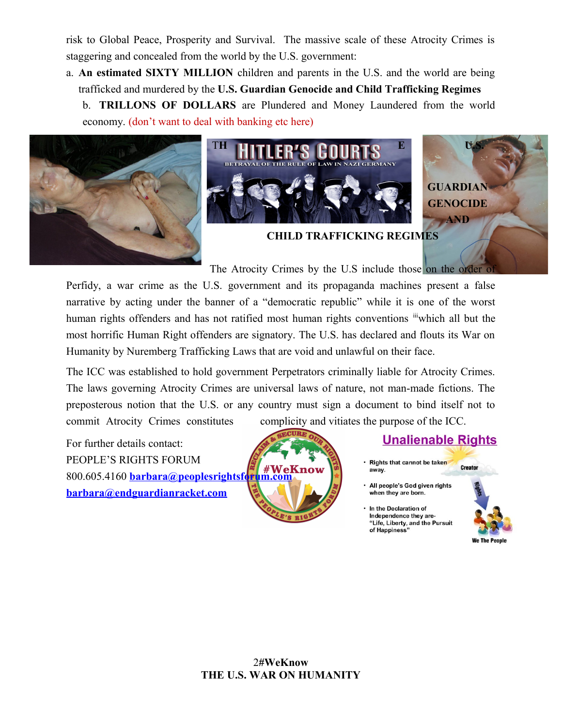risk to Global Peace, Prosperity and Survival. The massive scale of these Atrocity Crimes is staggering and concealed from the world by the U.S. government:

a. **An estimated SIXTY MILLION** children and parents in the U.S. and the world are being trafficked and murdered by the **U.S. Guardian Genocide and Child Trafficking Regimes**

b. **TRILLONS OF DOLLARS** are Plundered and Money Laundered from the world economy. (don't want to deal with banking etc here)

**THE U.S. GUARDIAN GENOCIDE AND CHILD TRAFFICKING REGIMES**

The Atrocity Crimes by the U.S include those on the order of Perfidy, a war crime as the U.S. government and its propaganda machines present a false narrative by acting under the banner of a "democratic republic" while it is one of the worst human rights offenders and has not ratified most human rights conventions [iii]which all but the most horrific Human Right offenders are signatory. The U.S. has declared and flouts its War on Humanity by Nuremberg Trafficking Laws that are void and unlawful on their face.

The ICC was established to hold government Perpetrators criminally liable for Atrocity Crimes. The laws governing Atrocity Crimes are universal laws of nature, not man-made fictions. The preposterous notion that the U.S. or any country must sign a document to bind itself not to commit Atrocity Crimes constitutes complicity and vitiates the purpose of the ICC.

For further details contact:
PEOPLE'S RIGHTS FORUM
800.605.4160 **[barbara@peoplesrightsforum.com](mailto:barbara@peoplesrightsforum.com)**
**[barbara@endguardianracket.com](mailto:barbara@endguardianracket.com)**

**#WeKnow**
**THE U.S. WAR ON HUMANITY**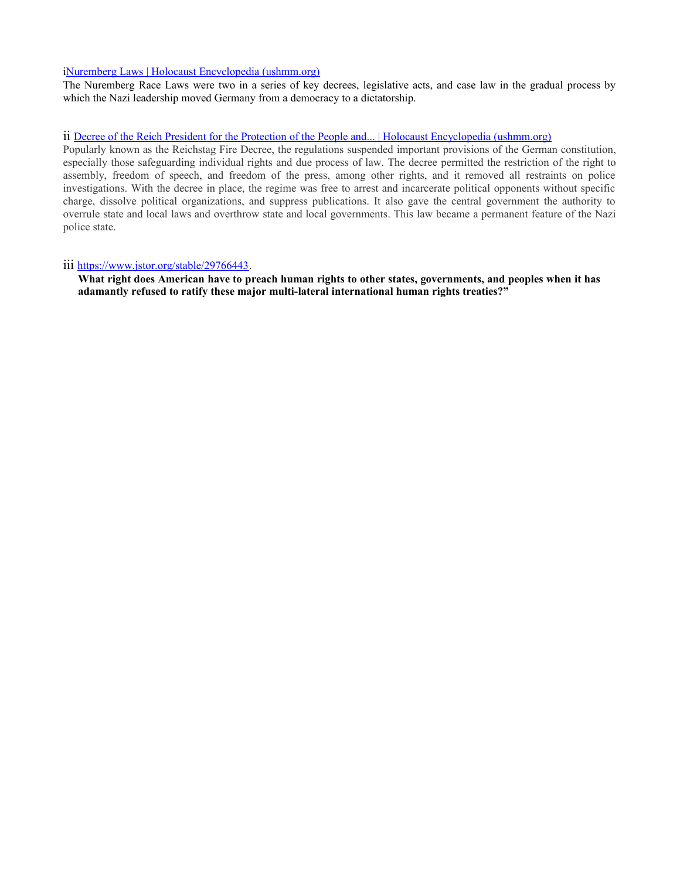i[Nuremberg Laws | Holocaust Encyclopedia (ushmm.org)]

The Nuremberg Race Laws were two in a series of key decrees, legislative acts, and case law in the gradual process by which the Nazi leadership moved Germany from a democracy to a dictatorship.

ii [Decree of the Reich President for the Protection of the People and... | Holocaust Encyclopedia (ushmm.org)]

Popularly known as the Reichstag Fire Decree, the regulations suspended important provisions of the German constitution, especially those safeguarding individual rights and due process of law. The decree permitted the restriction of the right to assembly, freedom of speech, and freedom of the press, among other rights, and it removed all restraints on police investigations. With the decree in place, the regime was free to arrest and incarcerate political opponents without specific charge, dissolve political organizations, and suppress publications. It also gave the central government the authority to overrule state and local laws and overthrow state and local governments. This law became a permanent feature of the Nazi police state.

iii https://www.jstor.org/stable/29766443.

**What right does American have to preach human rights to other states, governments, and peoples when it has adamantly refused to ratify these major multi-lateral international human rights treaties?"**